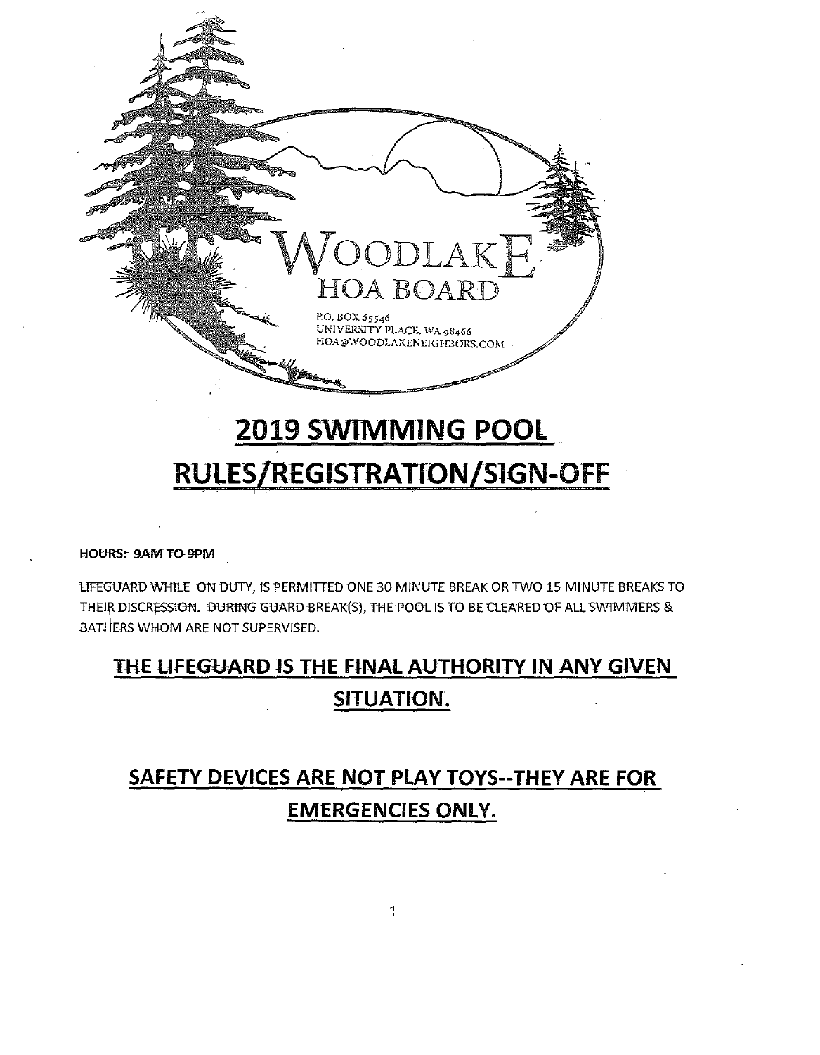WOODLAKE HOA BOARD

P.O. BOX 65546
UNIVERSITY PLACE, WA 98466
HOA@WOODLAKENEIGHBORS.COM

# 2019 SWIMMING POOL RULES/REGISTRATION/SIGN-OFF

**HOURS: 9AM TO 9PM**

LIFEGUARD WHILE ON DUTY, IS PERMITTED ONE 30 MINUTE BREAK OR TWO 15 MINUTE BREAKS TO THEIR DISCRESSION. DURING GUARD BREAK(S), THE POOL IS TO BE CLEARED OF ALL SWIMMERS & BATHERS WHOM ARE NOT SUPERVISED.

## THE LIFEGUARD IS THE FINAL AUTHORITY IN ANY GIVEN SITUATION.

## SAFETY DEVICES ARE NOT PLAY TOYS--THEY ARE FOR EMERGENCIES ONLY.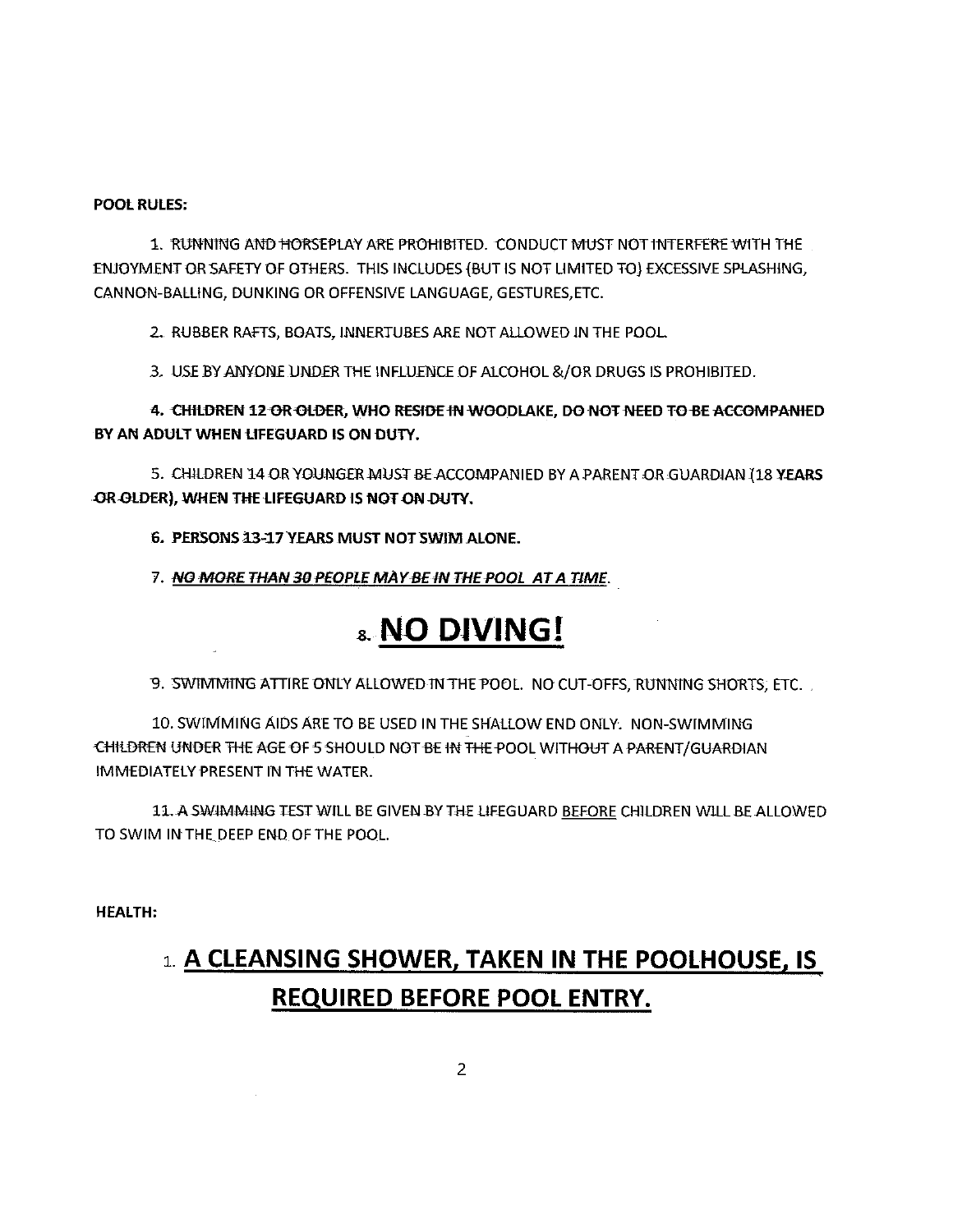**POOL RULES:**

1. RUNNING AND HORSEPLAY ARE PROHIBITED. CONDUCT MUST NOT INTERFERE WITH THE ENJOYMENT OR SAFETY OF OTHERS. THIS INCLUDES (BUT IS NOT LIMITED TO) EXCESSIVE SPLASHING, CANNON-BALLING, DUNKING OR OFFENSIVE LANGUAGE, GESTURES,ETC.

2. RUBBER RAFTS, BOATS, INNERTUBES ARE NOT ALLOWED IN THE POOL.

3. USE BY ANYONE UNDER THE INFLUENCE OF ALCOHOL &/OR DRUGS IS PROHIBITED.

4. **CHILDREN 12 OR OLDER, WHO RESIDE IN WOODLAKE, DO NOT NEED TO BE ACCOMPANIED BY AN ADULT WHEN LIFEGUARD IS ON DUTY.**

5. CHILDREN 14 OR YOUNGER MUST BE ACCOMPANIED BY A PARENT OR GUARDIAN (18 **YEARS OR OLDER), WHEN THE LIFEGUARD IS NOT ON DUTY.**

6. **PERSONS 13-17 YEARS MUST NOT SWIM ALONE.**

7. ***<u>NO MORE THAN 30 PEOPLE MAY BE IN THE POOL AT A TIME</u>***.

## 8. <u>NO DIVING!</u>

9. SWIMMING ATTIRE ONLY ALLOWED IN THE POOL. NO CUT-OFFS, RUNNING SHORTS, ETC.

10. SWIMMING AIDS ARE TO BE USED IN THE SHALLOW END ONLY. NON-SWIMMING CHILDREN UNDER THE AGE OF 5 SHOULD NOT BE IN THE POOL WITHOUT A PARENT/GUARDIAN IMMEDIATELY PRESENT IN THE WATER.

11. A SWIMMING TEST WILL BE GIVEN BY THE LIFEGUARD <u>BEFORE</u> CHILDREN WILL BE ALLOWED TO SWIM IN THE DEEP END OF THE POOL.

**HEALTH:**

## 1. <u>A CLEANSING SHOWER, TAKEN IN THE POOLHOUSE, IS REQUIRED BEFORE POOL ENTRY.</u>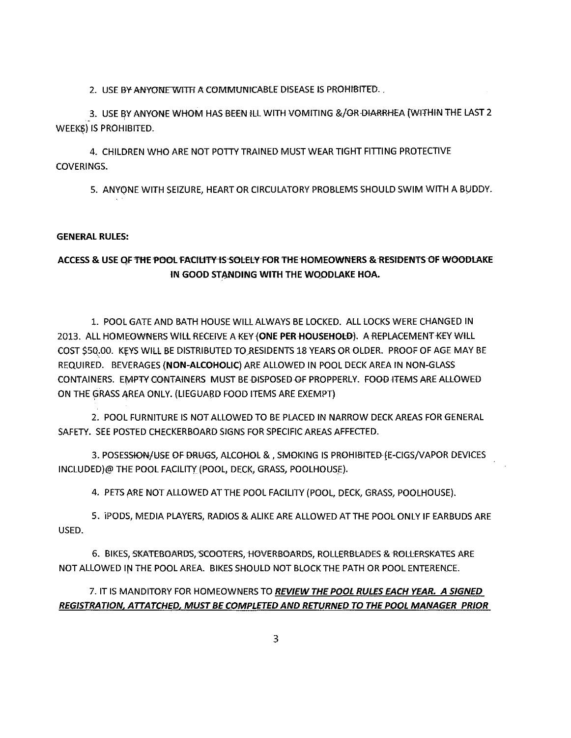2. USE BY ANYONE WITH A COMMUNICABLE DISEASE IS PROHIBITED.

3. USE BY ANYONE WHOM HAS BEEN ILL WITH VOMITING &/OR DIARRHEA (WITHIN THE LAST 2 WEEKS) IS PROHIBITED.

4. CHILDREN WHO ARE NOT POTTY TRAINED MUST WEAR TIGHT FITTING PROTECTIVE COVERINGS.

5. ANYONE WITH SEIZURE, HEART OR CIRCULATORY PROBLEMS SHOULD SWIM WITH A BUDDY.

**GENERAL RULES:**

**ACCESS & USE OF THE POOL FACILITY IS SOLELY FOR THE HOMEOWNERS & RESIDENTS OF WOODLAKE IN GOOD STANDING WITH THE WOODLAKE HOA.**

1. POOL GATE AND BATH HOUSE WILL ALWAYS BE LOCKED. ALL LOCKS WERE CHANGED IN 2013. ALL HOMEOWNERS WILL RECEIVE A KEY (**ONE PER HOUSEHOLD**). A REPLACEMENT KEY WILL COST $50.00. KEYS WILL BE DISTRIBUTED TO RESIDENTS 18 YEARS OR OLDER. PROOF OF AGE MAY BE REQUIRED. BEVERAGES (**NON-ALCOHOLIC**) ARE ALLOWED IN POOL DECK AREA IN NON-GLASS CONTAINERS. EMPTY CONTAINERS MUST BE DISPOSED OF PROPPERLY. FOOD ITEMS ARE ALLOWED ON THE GRASS AREA ONLY. (LIEGUARD FOOD ITEMS ARE EXEMPT)

2. POOL FURNITURE IS NOT ALLOWED TO BE PLACED IN NARROW DECK AREAS FOR GENERAL SAFETY. SEE POSTED CHECKERBOARD SIGNS FOR SPECIFIC AREAS AFFECTED.

3. POSESSION/USE OF DRUGS, ALCOHOL & , SMOKING IS PROHIBITED (E-CIGS/VAPOR DEVICES INCLUDED)@ THE POOL FACILITY (POOL, DECK, GRASS, POOLHOUSE).

4. PETS ARE NOT ALLOWED AT THE POOL FACILITY (POOL, DECK, GRASS, POOLHOUSE).

5. IPODS, MEDIA PLAYERS, RADIOS & ALIKE ARE ALLOWED AT THE POOL ONLY IF EARBUDS ARE USED.

6. BIKES, SKATEBOARDS, SCOOTERS, HOVERBOARDS, ROLLERBLADES & ROLLERSKATES ARE NOT ALLOWED IN THE POOL AREA. BIKES SHOULD NOT BLOCK THE PATH OR POOL ENTERENCE.

7. IT IS MANDITORY FOR HOMEOWNERS TO ***REVIEW THE POOL RULES EACH YEAR. A SIGNED REGISTRATION, ATTATCHED, MUST BE COMPLETED AND RETURNED TO THE POOL MANAGER PRIOR***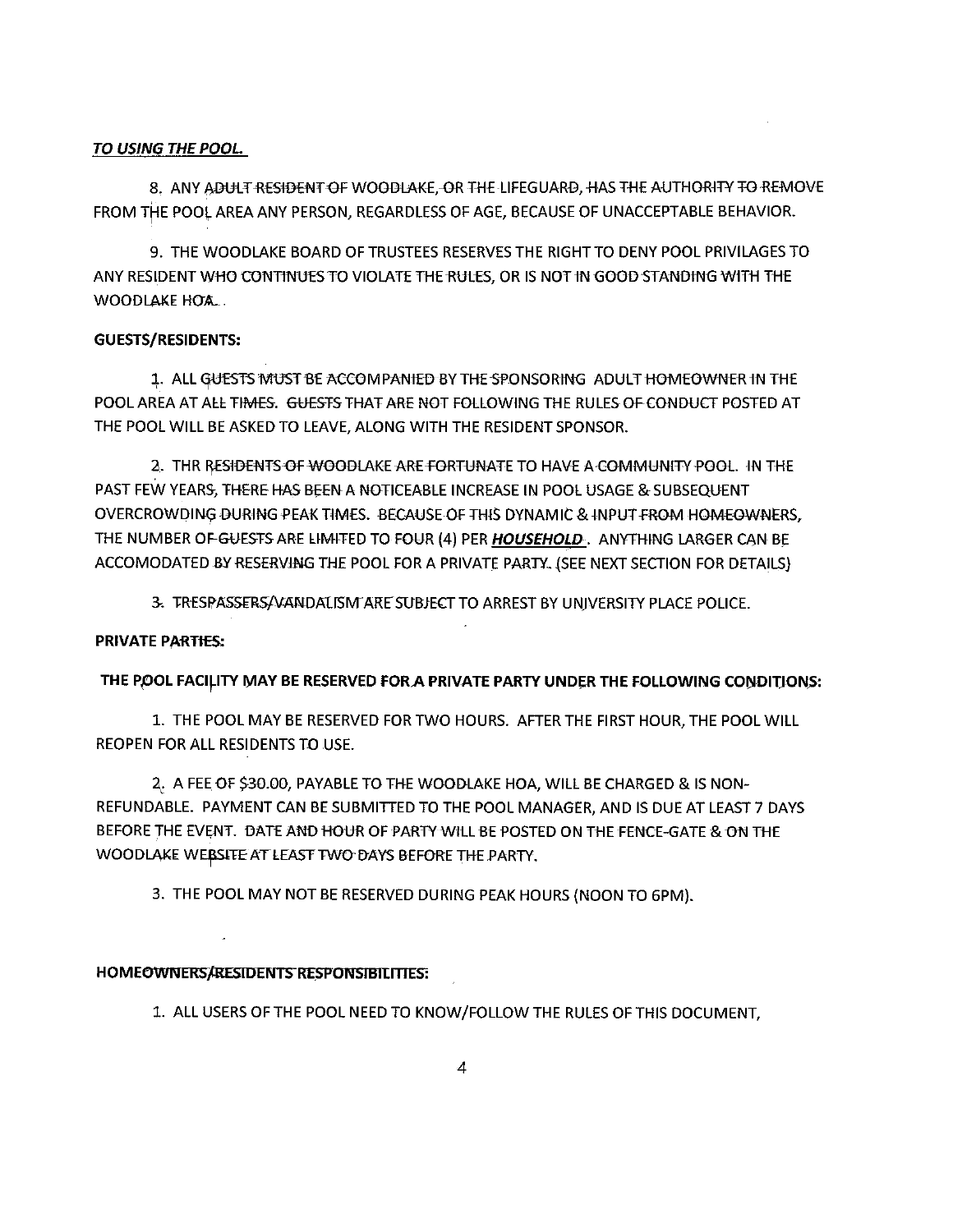***TO USING THE POOL.***

8. ANY ADULT RESIDENT OF WOODLAKE, OR THE LIFEGUARD, HAS THE AUTHORITY TO REMOVE FROM THE POOL AREA ANY PERSON, REGARDLESS OF AGE, BECAUSE OF UNACCEPTABLE BEHAVIOR.

9. THE WOODLAKE BOARD OF TRUSTEES RESERVES THE RIGHT TO DENY POOL PRIVILAGES TO ANY RESIDENT WHO CONTINUES TO VIOLATE THE RULES, OR IS NOT IN GOOD STANDING WITH THE WOODLAKE HOA.

**GUESTS/RESIDENTS:**

1. ALL GUESTS MUST BE ACCOMPANIED BY THE SPONSORING ADULT HOMEOWNER IN THE POOL AREA AT ALL TIMES. GUESTS THAT ARE NOT FOLLOWING THE RULES OF CONDUCT POSTED AT THE POOL WILL BE ASKED TO LEAVE, ALONG WITH THE RESIDENT SPONSOR.

2. THR RESIDENTS OF WOODLAKE ARE FORTUNATE TO HAVE A COMMUNITY POOL. IN THE PAST FEW YEARS, THERE HAS BEEN A NOTICEABLE INCREASE IN POOL USAGE & SUBSEQUENT OVERCROWDING DURING PEAK TIMES. BECAUSE OF THIS DYNAMIC & INPUT FROM HOMEOWNERS, THE NUMBER OF GUESTS ARE LIMITED TO FOUR (4) PER ***HOUSEHOLD***. ANYTHING LARGER CAN BE ACCOMODATED BY RESERVING THE POOL FOR A PRIVATE PARTY. (SEE NEXT SECTION FOR DETAILS)

3. TRESPASSERS/VANDALISM ARE SUBJECT TO ARREST BY UNIVERSITY PLACE POLICE.

**PRIVATE PARTIES:**

**THE POOL FACILITY MAY BE RESERVED FOR A PRIVATE PARTY UNDER THE FOLLOWING CONDITIONS:**

1. THE POOL MAY BE RESERVED FOR TWO HOURS. AFTER THE FIRST HOUR, THE POOL WILL REOPEN FOR ALL RESIDENTS TO USE.

2. A FEE OF $30.00, PAYABLE TO THE WOODLAKE HOA, WILL BE CHARGED & IS NON-REFUNDABLE. PAYMENT CAN BE SUBMITTED TO THE POOL MANAGER, AND IS DUE AT LEAST 7 DAYS BEFORE THE EVENT. DATE AND HOUR OF PARTY WILL BE POSTED ON THE FENCE-GATE & ON THE WOODLAKE WEBSITE AT LEAST TWO DAYS BEFORE THE PARTY.

3. THE POOL MAY NOT BE RESERVED DURING PEAK HOURS (NOON TO 6PM).

**HOMEOWNERS/RESIDENTS RESPONSIBILITIES:**

1. ALL USERS OF THE POOL NEED TO KNOW/FOLLOW THE RULES OF THIS DOCUMENT,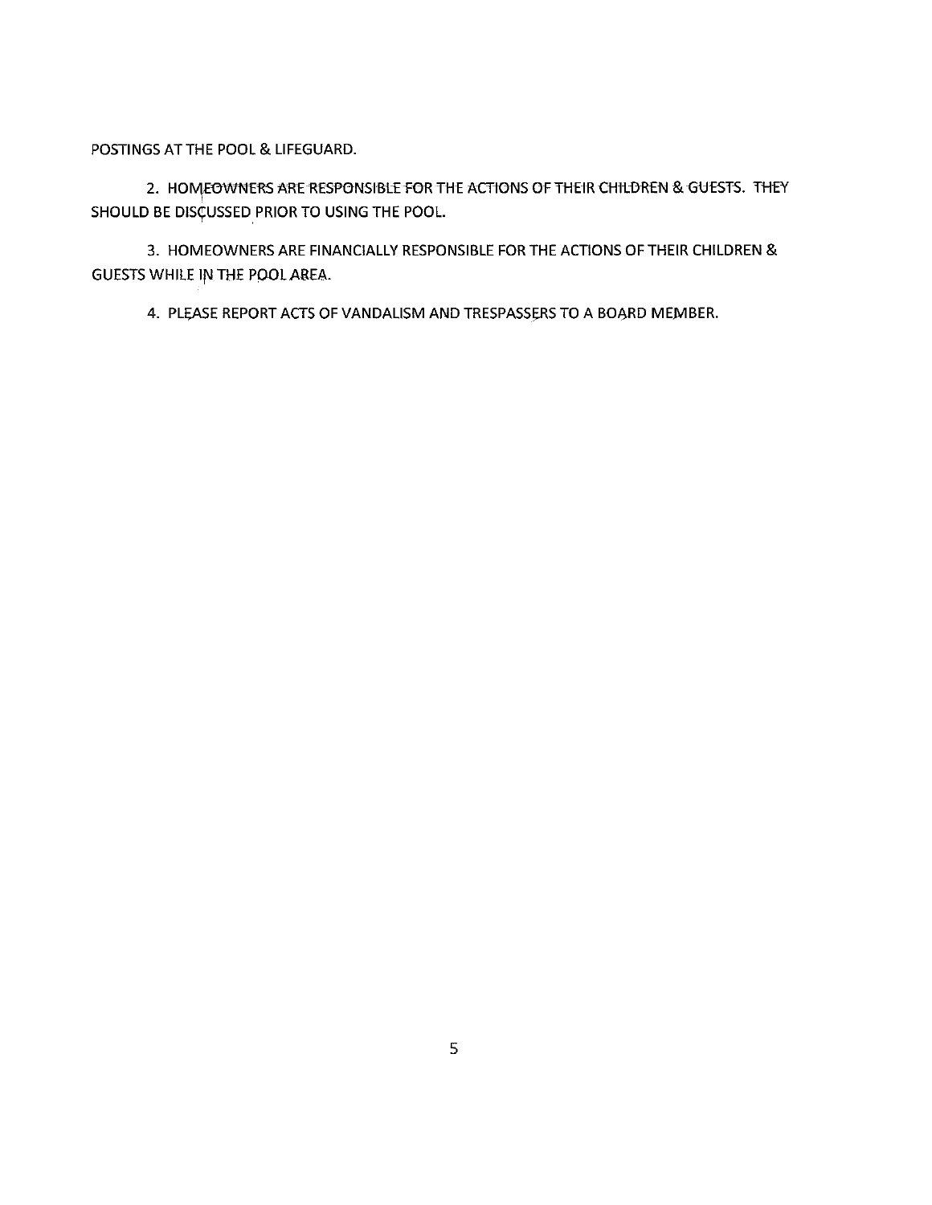POSTINGS AT THE POOL & LIFEGUARD.

2. HOMEOWNERS ARE RESPONSIBLE FOR THE ACTIONS OF THEIR CHILDREN & GUESTS. THEY SHOULD BE DISCUSSED PRIOR TO USING THE POOL.

3. HOMEOWNERS ARE FINANCIALLY RESPONSIBLE FOR THE ACTIONS OF THEIR CHILDREN & GUESTS WHILE IN THE POOL AREA.

4. PLEASE REPORT ACTS OF VANDALISM AND TRESPASSERS TO A BOARD MEMBER.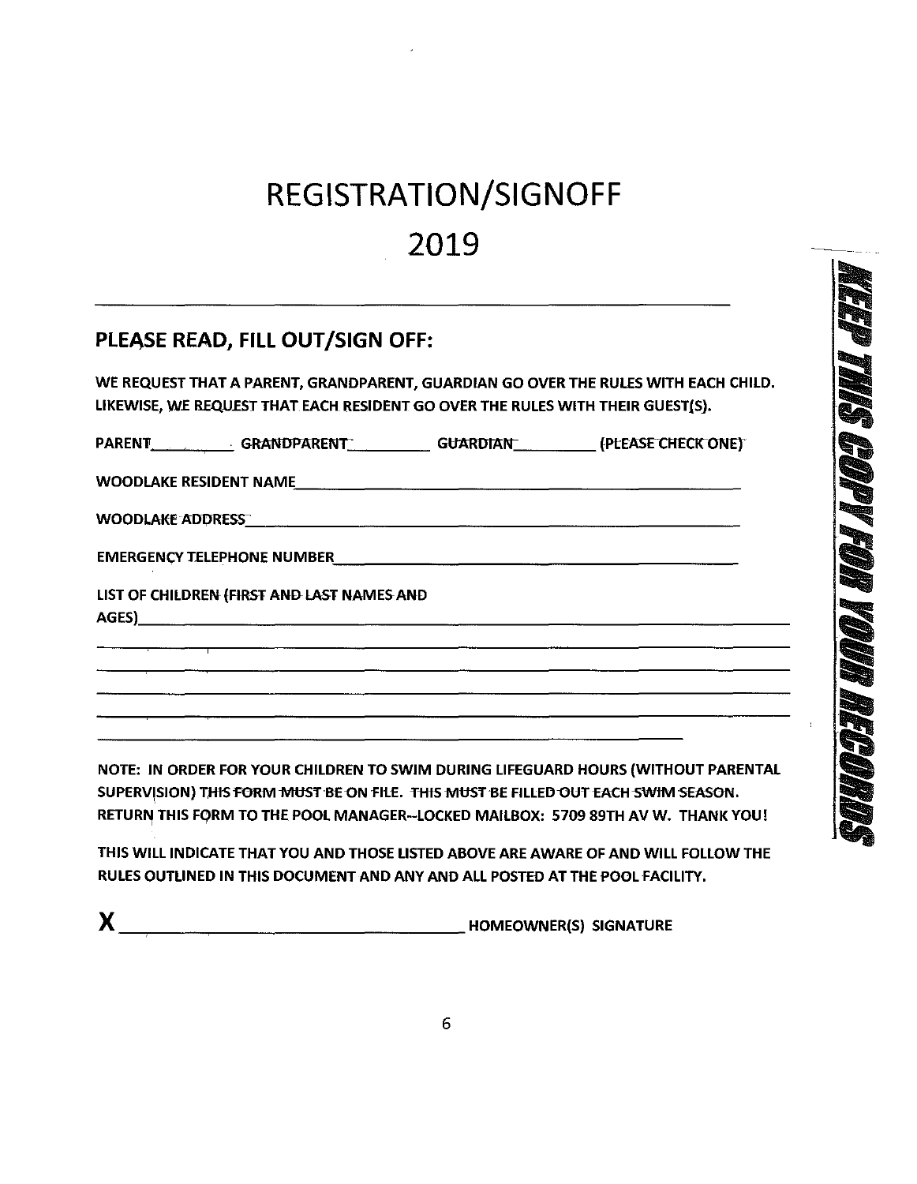# REGISTRATION/SIGNOFF

# 2019

---

## PLEASE READ, FILL OUT/SIGN OFF:

WE REQUEST THAT A PARENT, GRANDPARENT, GUARDIAN GO OVER THE RULES WITH EACH CHILD. LIKEWISE, WE REQUEST THAT EACH RESIDENT GO OVER THE RULES WITH THEIR GUEST(S).

PARENT__________ GRANDPARENT__________ GUARDIAN__________ (PLEASE CHECK ONE)

WOODLAKE RESIDENT NAME________________________________________________

WOODLAKE ADDRESS________________________________________________

EMERGENCY TELEPHONE NUMBER________________________________________________

LIST OF CHILDREN (FIRST AND LAST NAMES AND AGES)________________________________________________

________________________________________________

________________________________________________

________________________________________________

________________________________________________

________________________________________________

NOTE: IN ORDER FOR YOUR CHILDREN TO SWIM DURING LIFEGUARD HOURS (WITHOUT PARENTAL SUPERVISION) THIS FORM MUST BE ON FILE. THIS MUST BE FILLED OUT EACH SWIM SEASON. RETURN THIS FORM TO THE POOL MANAGER--LOCKED MAILBOX: 5709 89TH AV W. THANK YOU!

THIS WILL INDICATE THAT YOU AND THOSE LISTED ABOVE ARE AWARE OF AND WILL FOLLOW THE RULES OUTLINED IN THIS DOCUMENT AND ANY AND ALL POSTED AT THE POOL FACILITY.

**X** ________________________________________ HOMEOWNER(S) SIGNATURE

KEEP THIS COPY FOR YOUR RECORDS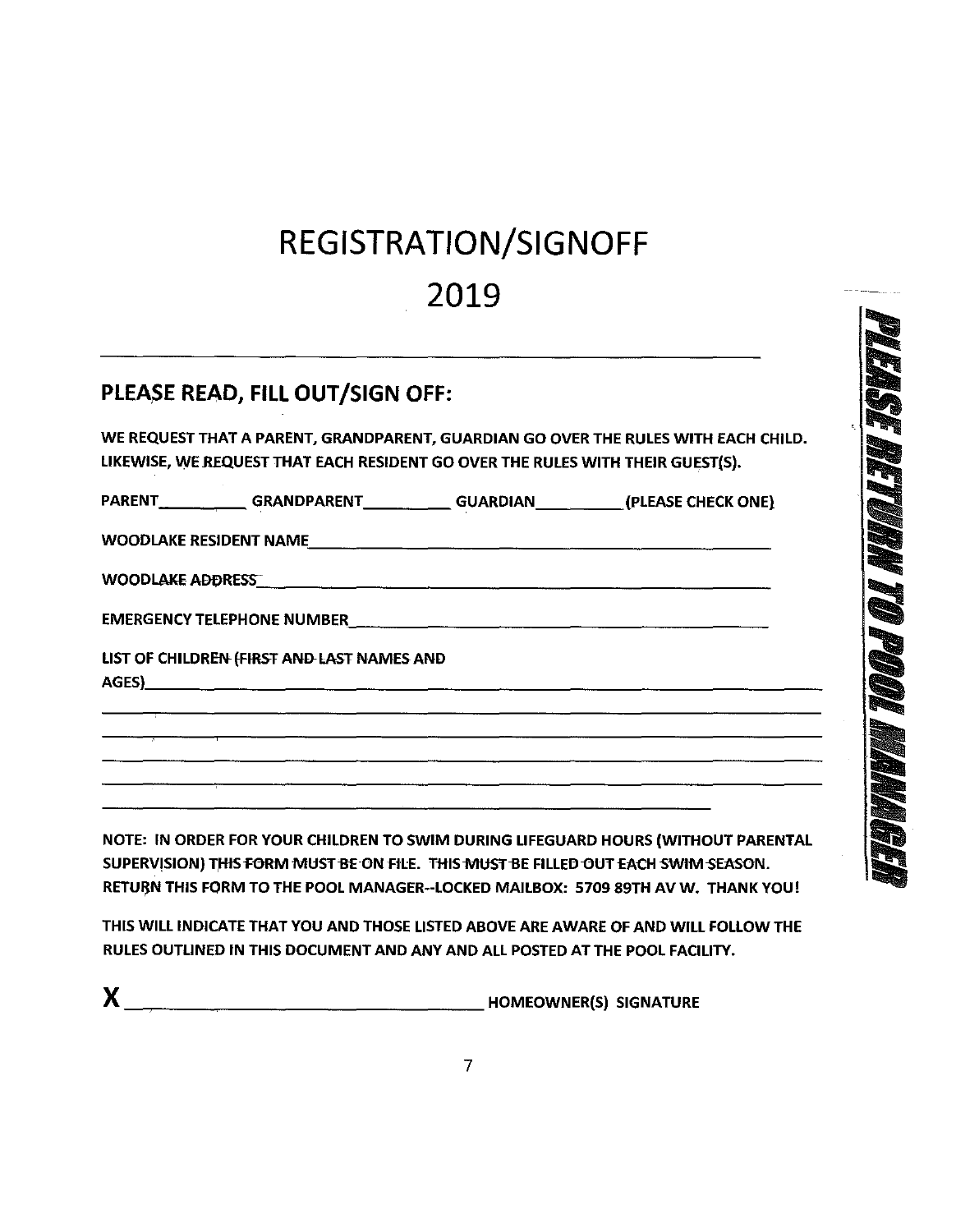# REGISTRATION/SIGNOFF

# 2019

## PLEASE READ, FILL OUT/SIGN OFF:

WE REQUEST THAT A PARENT, GRANDPARENT, GUARDIAN GO OVER THE RULES WITH EACH CHILD. LIKEWISE, WE REQUEST THAT EACH RESIDENT GO OVER THE RULES WITH THEIR GUEST(S).

PARENT__________ GRANDPARENT__________ GUARDIAN__________ (PLEASE CHECK ONE)

WOODLAKE RESIDENT NAME____________________________________________

WOODLAKE ADDRESS____________________________________________

EMERGENCY TELEPHONE NUMBER____________________________________________

LIST OF CHILDREN (FIRST AND LAST NAMES AND AGES)____________________________________________

____________________________________________

____________________________________________

____________________________________________

____________________________________________

____________________________________________

NOTE: IN ORDER FOR YOUR CHILDREN TO SWIM DURING LIFEGUARD HOURS (WITHOUT PARENTAL SUPERVISION) THIS FORM MUST BE ON FILE. THIS MUST BE FILLED OUT EACH SWIM SEASON. RETURN THIS FORM TO THE POOL MANAGER--LOCKED MAILBOX: 5709 89TH AV W. THANK YOU!

THIS WILL INDICATE THAT YOU AND THOSE LISTED ABOVE ARE AWARE OF AND WILL FOLLOW THE RULES OUTLINED IN THIS DOCUMENT AND ANY AND ALL POSTED AT THE POOL FACILITY.

**X** ____________________________________ HOMEOWNER(S) SIGNATURE

PLEASE RETURN TO POOL MANAGER